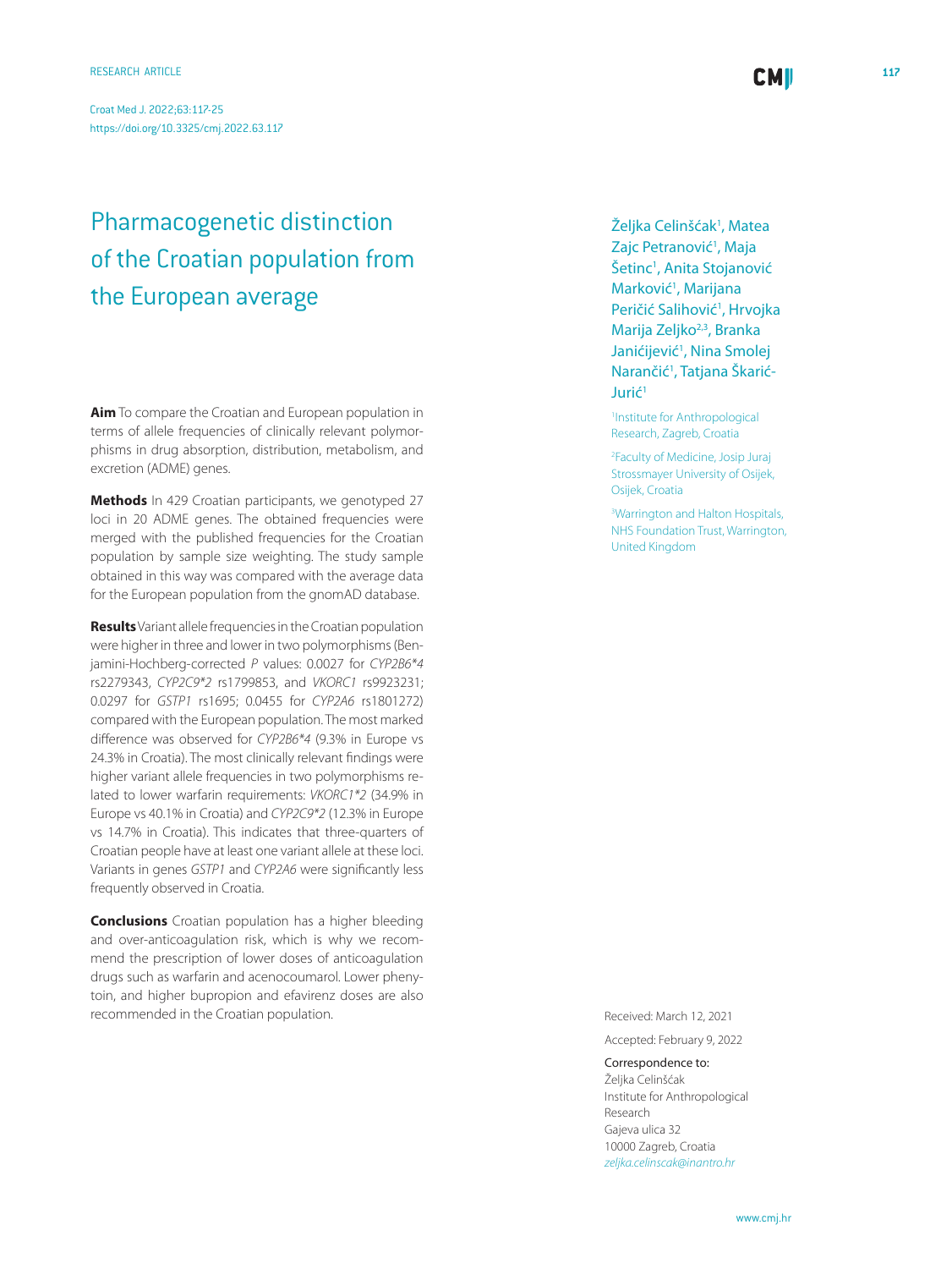RESEARCH ARTICLE

Croat Med J. 2022;63:117-25

https://doi.org/10.3325/cmj.2022.63.117

# Pharmacogenetic distinction of the Croatian population from the European average

Željka Celinšćak[1], Matea Zajc Petranović[1], Maja Šetinc[1], Anita Stojanović Marković[1], Marijana Peričić Salihović[1], Hrvojka Marija Zeljko[2,3], Branka Janićijević[1], Nina Smolej Narančić[1], Tatjana Škarić-Jurić[1]

[1]Institute for Anthropological Research, Zagreb, Croatia

[2]Faculty of Medicine, Josip Juraj Strossmayer University of Osijek, Osijek, Croatia

[3]Warrington and Halton Hospitals, NHS Foundation Trust, Warrington, United Kingdom

**Aim** To compare the Croatian and European population in terms of allele frequencies of clinically relevant polymorphisms in drug absorption, distribution, metabolism, and excretion (ADME) genes.

**Methods** In 429 Croatian participants, we genotyped 27 loci in 20 ADME genes. The obtained frequencies were merged with the published frequencies for the Croatian population by sample size weighting. The study sample obtained in this way was compared with the average data for the European population from the gnomAD database.

**Results** Variant allele frequencies in the Croatian population were higher in three and lower in two polymorphisms (Benjamini-Hochberg-corrected *P* values: 0.0027 for *CYP2B6*4* rs2279343, *CYP2C9*2* rs1799853, and *VKORC1* rs9923231; 0.0297 for *GSTP1* rs1695; 0.0455 for *CYP2A6* rs1801272) compared with the European population. The most marked difference was observed for *CYP2B6*4* (9.3% in Europe vs 24.3% in Croatia). The most clinically relevant findings were higher variant allele frequencies in two polymorphisms related to lower warfarin requirements: *VKORC1*2* (34.9% in Europe vs 40.1% in Croatia) and *CYP2C9*2* (12.3% in Europe vs 14.7% in Croatia). This indicates that three-quarters of Croatian people have at least one variant allele at these loci. Variants in genes *GSTP1* and *CYP2A6* were significantly less frequently observed in Croatia.

**Conclusions** Croatian population has a higher bleeding and over-anticoagulation risk, which is why we recommend the prescription of lower doses of anticoagulation drugs such as warfarin and acenocoumarol. Lower phenytoin, and higher bupropion and efavirenz doses are also recommended in the Croatian population.

Received: March 12, 2021

Accepted: February 9, 2022

Correspondence to:
Željka Celinšćak
Institute for Anthropological Research
Gajeva ulica 32
10000 Zagreb, Croatia
*zeljka.celinscak@inantro.hr*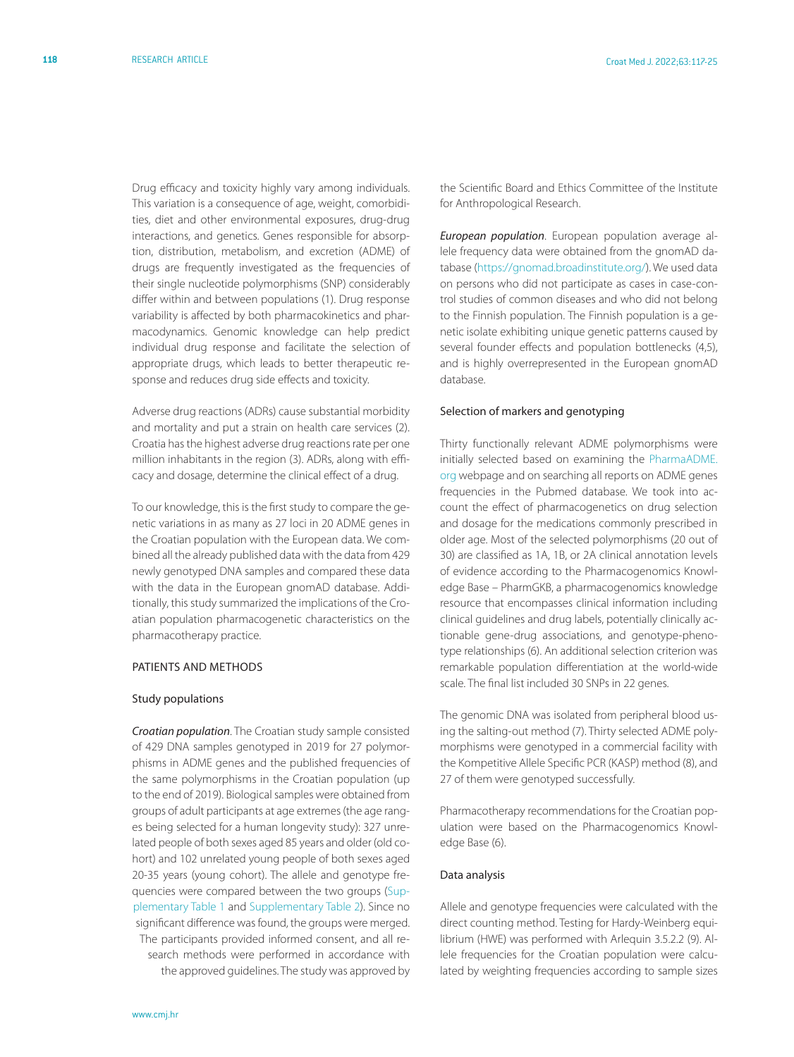Drug efficacy and toxicity highly vary among individuals. This variation is a consequence of age, weight, comorbidities, diet and other environmental exposures, drug-drug interactions, and genetics. Genes responsible for absorption, distribution, metabolism, and excretion (ADME) of drugs are frequently investigated as the frequencies of their single nucleotide polymorphisms (SNP) considerably differ within and between populations (1). Drug response variability is affected by both pharmacokinetics and pharmacodynamics. Genomic knowledge can help predict individual drug response and facilitate the selection of appropriate drugs, which leads to better therapeutic response and reduces drug side effects and toxicity.

Adverse drug reactions (ADRs) cause substantial morbidity and mortality and put a strain on health care services (2). Croatia has the highest adverse drug reactions rate per one million inhabitants in the region (3). ADRs, along with efficacy and dosage, determine the clinical effect of a drug.

To our knowledge, this is the first study to compare the genetic variations in as many as 27 loci in 20 ADME genes in the Croatian population with the European data. We combined all the already published data with the data from 429 newly genotyped DNA samples and compared these data with the data in the European gnomAD database. Additionally, this study summarized the implications of the Croatian population pharmacogenetic characteristics on the pharmacotherapy practice.

## PATIENTS AND METHODS

### Study populations

*Croatian population*. The Croatian study sample consisted of 429 DNA samples genotyped in 2019 for 27 polymorphisms in ADME genes and the published frequencies of the same polymorphisms in the Croatian population (up to the end of 2019). Biological samples were obtained from groups of adult participants at age extremes (the age ranges being selected for a human longevity study): 327 unrelated people of both sexes aged 85 years and older (old cohort) and 102 unrelated young people of both sexes aged 20-35 years (young cohort). The allele and genotype frequencies were compared between the two groups (Supplementary Table 1 and Supplementary Table 2). Since no significant difference was found, the groups were merged. The participants provided informed consent, and all research methods were performed in accordance with the approved guidelines. The study was approved by the Scientific Board and Ethics Committee of the Institute for Anthropological Research.

*European population*. European population average allele frequency data were obtained from the gnomAD database (https://gnomad.broadinstitute.org/). We used data on persons who did not participate as cases in case-control studies of common diseases and who did not belong to the Finnish population. The Finnish population is a genetic isolate exhibiting unique genetic patterns caused by several founder effects and population bottlenecks (4,5), and is highly overrepresented in the European gnomAD database.

### Selection of markers and genotyping

Thirty functionally relevant ADME polymorphisms were initially selected based on examining the PharmaADME.org webpage and on searching all reports on ADME genes frequencies in the Pubmed database. We took into account the effect of pharmacogenetics on drug selection and dosage for the medications commonly prescribed in older age. Most of the selected polymorphisms (20 out of 30) are classified as 1A, 1B, or 2A clinical annotation levels of evidence according to the Pharmacogenomics Knowledge Base – PharmGKB, a pharmacogenomics knowledge resource that encompasses clinical information including clinical guidelines and drug labels, potentially clinically actionable gene-drug associations, and genotype-phenotype relationships (6). An additional selection criterion was remarkable population differentiation at the world-wide scale. The final list included 30 SNPs in 22 genes.

The genomic DNA was isolated from peripheral blood using the salting-out method (7). Thirty selected ADME polymorphisms were genotyped in a commercial facility with the Kompetitive Allele Specific PCR (KASP) method (8), and 27 of them were genotyped successfully.

Pharmacotherapy recommendations for the Croatian population were based on the Pharmacogenomics Knowledge Base (6).

### Data analysis

Allele and genotype frequencies were calculated with the direct counting method. Testing for Hardy-Weinberg equilibrium (HWE) was performed with Arlequin 3.5.2.2 (9). Allele frequencies for the Croatian population were calculated by weighting frequencies according to sample sizes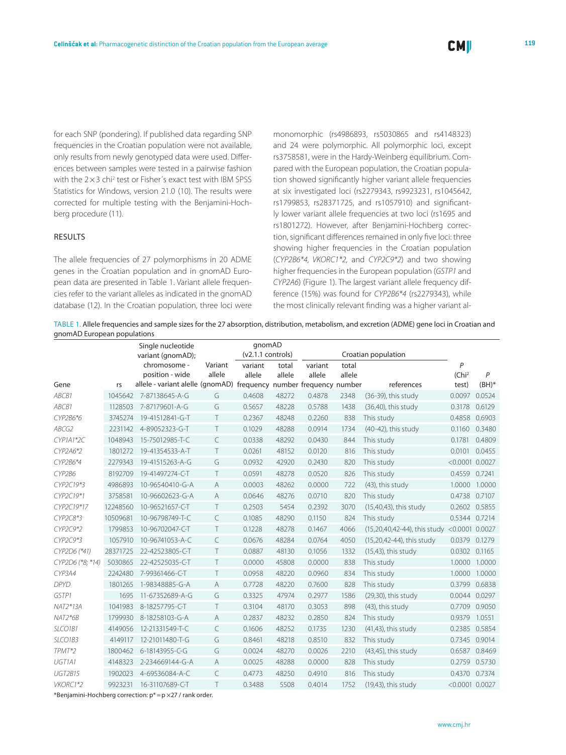for each SNP (pondering). If published data regarding SNP frequencies in the Croatian population were not available, only results from newly genotyped data were used. Differences between samples were tested in a pairwise fashion with the 2×3 chi$^2$ test or Fisher´s exact test with IBM SPSS Statistics for Windows, version 21.0 (10). The results were corrected for multiple testing with the Benjamini-Hochberg procedure (11).

## RESULTS

The allele frequencies of 27 polymorphisms in 20 ADME genes in the Croatian population and in gnomAD European data are presented in Table 1. Variant allele frequencies refer to the variant alleles as indicated in the gnomAD database (12). In the Croatian population, three loci were monomorphic (rs4986893, rs5030865 and rs4148323) and 24 were polymorphic. All polymorphic loci, except rs3758581, were in the Hardy-Weinberg equilibrium. Compared with the European population, the Croatian population showed significantly higher variant allele frequencies at six investigated loci (rs2279343, rs9923231, rs1045642, rs1799853, rs28371725, and rs1057910) and significantly lower variant allele frequencies at two loci (rs1695 and rs1801272). However, after Benjamini-Hochberg correction, significant differences remained in only five loci: three showing higher frequencies in the Croatian population (*CYP2B6\*4, VKORC1\*2,* and *CYP2C9\*2*) and two showing higher frequencies in the European population (*GSTP1* and *CYP2A6*) (Figure 1). The largest variant allele frequency difference (15%) was found for *CYP2B6\*4* (rs2279343), while the most clinically relevant finding was a higher variant al-

TABLE 1. Allele frequencies and sample sizes for the 27 absorption, distribution, metabolism, and excretion (ADME) gene loci in Croatian and gnomAD European populations

| Gene | rs | Single nucleotide variant (gnomAD); chromosome - position - wide allele - variant allele (gnomAD) | Variant allele (gnomAD) | gnomAD (v2.1.1 controls) | | Croatian population | | | P (Chi$^2$ test) | P (BH)* |
|---|---|---|---|---|---|---|---|---|---|---|
| | | | | variant allele frequency | total allele number | variant allele frequency | total allele number | references | | |
| *ABCB1* | 1045642 | 7-87138645-A-G | G | 0.4608 | 48272 | 0.4878 | 2348 | (36-39), this study | 0.0097 | 0.0524 |
| *ABCB1* | 1128503 | 7-87179601-A-G | G | 0.5657 | 48228 | 0.5788 | 1438 | (36,40), this study | 0.3178 | 0.6129 |
| *CYP2B6\*6* | 3745274 | 19-41512841-G-T | T | 0.2367 | 48248 | 0.2260 | 838 | This study | 0.4858 | 0.6903 |
| *ABCG2* | 2231142 | 4-89052323-G-T | T | 0.1029 | 48288 | 0.0914 | 1734 | (40-42), this study | 0.1160 | 0.3480 |
| *CYP1A1\*2C* | 1048943 | 15-75012985-T-C | C | 0.0338 | 48292 | 0.0430 | 844 | This study | 0.1781 | 0.4809 |
| *CYP2A6\*2* | 1801272 | 19-41354533-A-T | T | 0.0261 | 48152 | 0.0120 | 816 | This study | 0.0101 | 0.0455 |
| *CYP2B6\*4* | 2279343 | 19-41515263-A-G | G | 0.0932 | 42920 | 0.2430 | 820 | This study | <0.0001 | 0.0027 |
| *CYP2B6* | 8192709 | 19-41497274-C-T | T | 0.0591 | 48278 | 0.0520 | 826 | This study | 0.4559 | 0.7241 |
| *CYP2C19\*3* | 4986893 | 10-96540410-G-A | A | 0.0003 | 48262 | 0.0000 | 722 | (43), this study | 1.0000 | 1.0000 |
| *CYP2C19\*1* | 3758581 | 10-96602623-G-A | A | 0.0646 | 48276 | 0.0710 | 820 | This study | 0.4738 | 0.7107 |
| *CYP2C19\*17* | 12248560 | 10-96521657-C-T | T | 0.2503 | 5454 | 0.2392 | 3070 | (15,40,43), this study | 0.2602 | 0.5855 |
| *CYP2C8\*3* | 10509681 | 10-96798749-T-C | C | 0.1085 | 48290 | 0.1150 | 824 | This study | 0.5344 | 0.7214 |
| *CYP2C9\*2* | 1799853 | 10-96702047-C-T | T | 0.1228 | 48278 | 0.1467 | 4066 | (15,20,40,42-44), this study | <0.0001 | 0.0027 |
| *CYP2C9\*3* | 1057910 | 10-96741053-A-C | C | 0.0676 | 48284 | 0.0764 | 4050 | (15,20,42-44), this study | 0.0379 | 0.1279 |
| *CYP2D6 (\*41)* | 28371725 | 22-42523805-C-T | T | 0.0887 | 48130 | 0.1056 | 1332 | (15,43), this study | 0.0302 | 0.1165 |
| *CYP2D6 (\*8; \*14)* | 5030865 | 22-42525035-C-T | T | 0.0000 | 45808 | 0.0000 | 838 | This study | 1.0000 | 1.0000 |
| *CYP3A4* | 2242480 | 7-99361466-C-T | T | 0.0958 | 48220 | 0.0960 | 834 | This study | 1.0000 | 1.0000 |
| *DPYD* | 1801265 | 1-98348885-G-A | A | 0.7728 | 48220 | 0.7600 | 828 | This study | 0.3799 | 0.6838 |
| *GSTP1* | 1695 | 11-67352689-A-G | G | 0.3325 | 47974 | 0.2977 | 1586 | (29,30), this study | 0.0044 | 0.0297 |
| *NAT2\*13A* | 1041983 | 8-18257795-C-T | T | 0.3104 | 48170 | 0.3053 | 898 | (43), this study | 0.7709 | 0.9050 |
| *NAT2\*6B* | 1799930 | 8-18258103-G-A | A | 0.2837 | 48232 | 0.2850 | 824 | This study | 0.9379 | 1.0551 |
| *SLCO1B1* | 4149056 | 12-21331549-T-C | C | 0.1606 | 48252 | 0.1735 | 1230 | (41,43), this study | 0.2385 | 0.5854 |
| *SLCO1B3* | 4149117 | 12-21011480-T-G | G | 0.8461 | 48218 | 0.8510 | 832 | This study | 0.7345 | 0.9014 |
| *TPMT\*2* | 1800462 | 6-18143955-C-G | G | 0.0024 | 48270 | 0.0026 | 2210 | (43,45), this study | 0.6587 | 0.8469 |
| *UGT1A1* | 4148323 | 2-234669144-G-A | A | 0.0025 | 48288 | 0.0000 | 828 | This study | 0.2759 | 0.5730 |
| *UGT2B15* | 1902023 | 4-69536084-A-C | C | 0.4773 | 48250 | 0.4910 | 816 | This study | 0.4370 | 0.7374 |
| *VKORC1\*2* | 9923231 | 16-31107689-C-T | T | 0.3488 | 5508 | 0.4014 | 1752 | (19,43), this study | <0.0001 | 0.0027 |

*Benjamini-Hochberg correction: p* = p × 27 / rank order.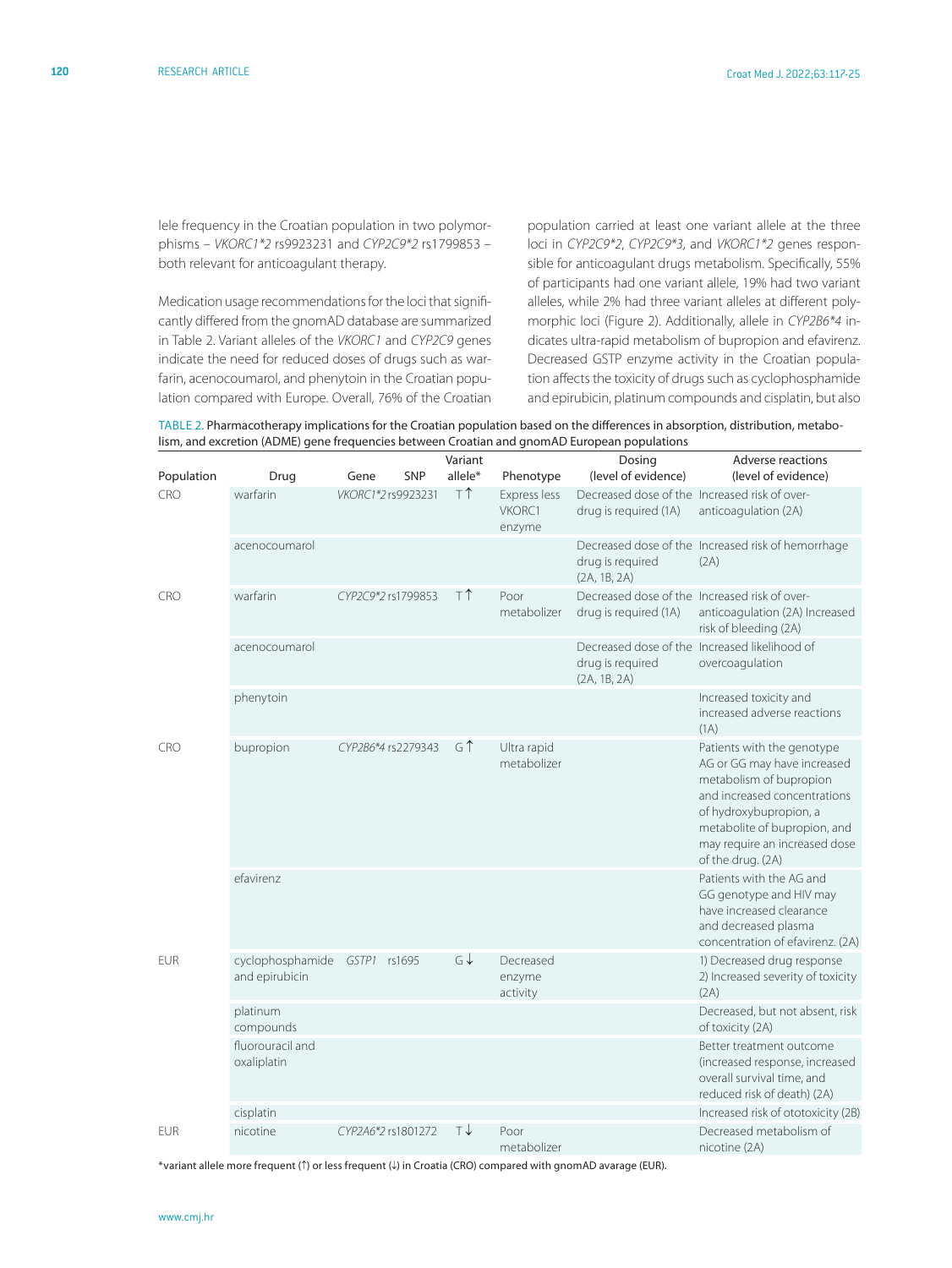lele frequency in the Croatian population in two polymorphisms – *VKORC1*2* rs9923231 and *CYP2C9*2* rs1799853 – both relevant for anticoagulant therapy.

Medication usage recommendations for the loci that significantly differed from the gnomAD database are summarized in Table 2. Variant alleles of the *VKORC1* and *CYP2C9* genes indicate the need for reduced doses of drugs such as warfarin, acenocoumarol, and phenytoin in the Croatian population compared with Europe. Overall, 76% of the Croatian population carried at least one variant allele at the three loci in *CYP2C9*2*, *CYP2C9*3*, and *VKORC1*2* genes responsible for anticoagulant drugs metabolism. Specifically, 55% of participants had one variant allele, 19% had two variant alleles, while 2% had three variant alleles at different polymorphic loci (Figure 2). Additionally, allele in *CYP2B6*4* indicates ultra-rapid metabolism of bupropion and efavirenz. Decreased GSTP enzyme activity in the Croatian population affects the toxicity of drugs such as cyclophosphamide and epirubicin, platinum compounds and cisplatin, but also

TABLE 2. Pharmacotherapy implications for the Croatian population based on the differences in absorption, distribution, metabolism, and excretion (ADME) gene frequencies between Croatian and gnomAD European populations

| Population | Drug | Gene | SNP | Variant allele* | Phenotype | Dosing (level of evidence) | Adverse reactions (level of evidence) |
|---|---|---|---|---|---|---|---|
| CRO | warfarin | *VKORC1*2* | rs9923231 | T↑ | Express less VKORC1 enzyme | Decreased dose of the drug is required (1A) | Increased risk of over-anticoagulation (2A) |
| | acenocoumarol | | | | | Decreased dose of the drug is required (2A, 1B, 2A) | Increased risk of hemorrhage (2A) |
| CRO | warfarin | *CYP2C9*2* | rs1799853 | T↑ | Poor metabolizer | Decreased dose of the drug is required (1A) | Increased risk of over-anticoagulation (2A) Increased risk of bleeding (2A) |
| | acenocoumarol | | | | | Decreased dose of the drug is required (2A, 1B, 2A) | Increased likelihood of overcoagulation |
| | phenytoin | | | | | | Increased toxicity and increased adverse reactions (1A) |
| CRO | bupropion | *CYP2B6*4* | rs2279343 | G↑ | Ultra rapid metabolizer | | Patients with the genotype AG or GG may have increased metabolism of bupropion and increased concentrations of hydroxybupropion, a metabolite of bupropion, and may require an increased dose of the drug. (2A) |
| | efavirenz | | | | | | Patients with the AG and GG genotype and HIV may have increased clearance and decreased plasma concentration of efavirenz. (2A) |
| EUR | cyclophosphamide and epirubicin | *GSTP1* | rs1695 | G↓ | Decreased enzyme activity | | 1) Decreased drug response 2) Increased severity of toxicity (2A) |
| | platinum compounds | | | | | | Decreased, but not absent, risk of toxicity (2A) |
| | fluorouracil and oxaliplatin | | | | | | Better treatment outcome (increased response, increased overall survival time, and reduced risk of death) (2A) |
| | cisplatin | | | | | | Increased risk of ototoxicity (2B) |
| EUR | nicotine | *CYP2A6*2* | rs1801272 | T↓ | Poor metabolizer | | Decreased metabolism of nicotine (2A) |

*variant allele more frequent (↑) or less frequent (↓) in Croatia (CRO) compared with gnomAD avarage (EUR).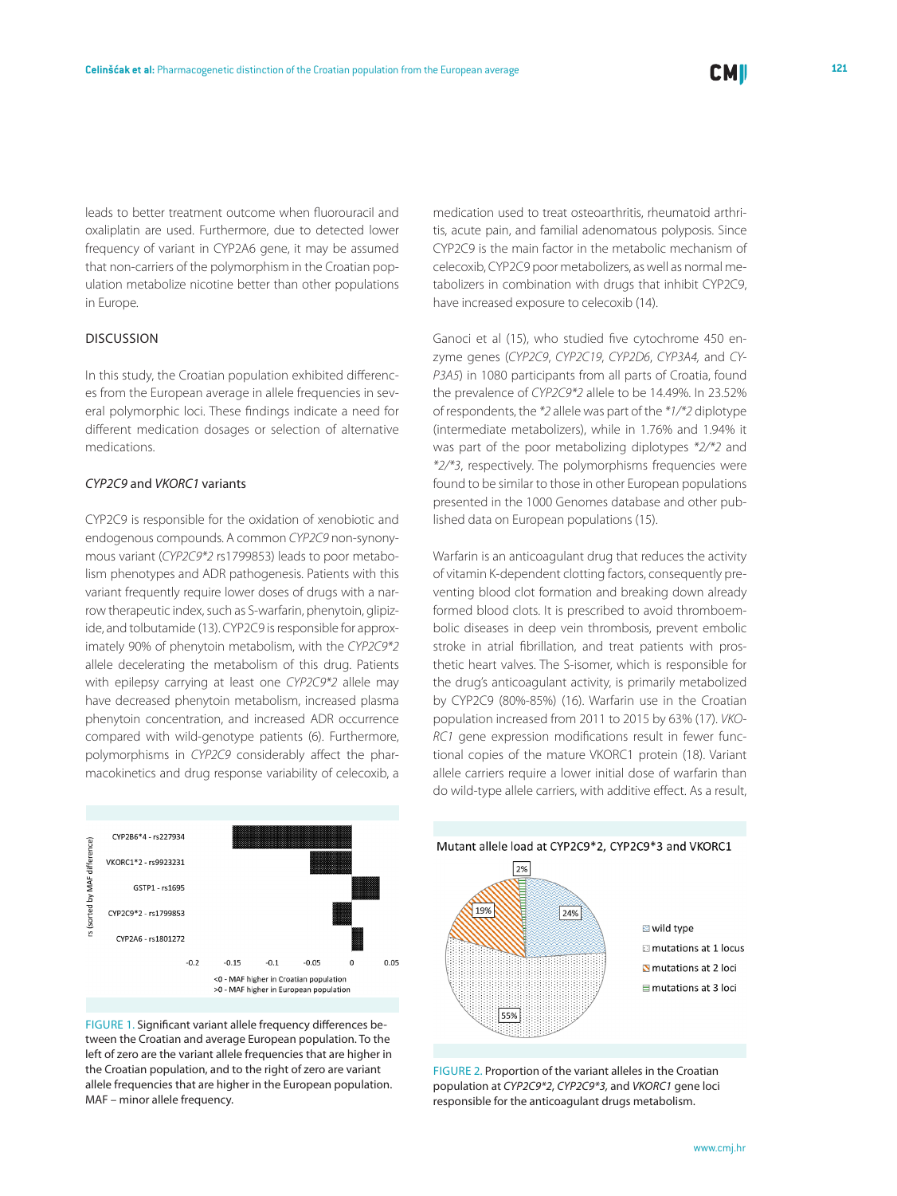leads to better treatment outcome when fluorouracil and oxaliplatin are used. Furthermore, due to detected lower frequency of variant in CYP2A6 gene, it may be assumed that non-carriers of the polymorphism in the Croatian population metabolize nicotine better than other populations in Europe.

## DISCUSSION

In this study, the Croatian population exhibited differences from the European average in allele frequencies in several polymorphic loci. These findings indicate a need for different medication dosages or selection of alternative medications.

### *CYP2C9* and *VKORC1* variants

CYP2C9 is responsible for the oxidation of xenobiotic and endogenous compounds. A common *CYP2C9* non-synonymous variant (*CYP2C9*2* rs1799853) leads to poor metabolism phenotypes and ADR pathogenesis. Patients with this variant frequently require lower doses of drugs with a narrow therapeutic index, such as S-warfarin, phenytoin, glipizide, and tolbutamide (13). CYP2C9 is responsible for approximately 90% of phenytoin metabolism, with the *CYP2C9*2* allele decelerating the metabolism of this drug. Patients with epilepsy carrying at least one *CYP2C9*2* allele may have decreased phenytoin metabolism, increased plasma phenytoin concentration, and increased ADR occurrence compared with wild-genotype patients (6). Furthermore, polymorphisms in *CYP2C9* considerably affect the pharmacokinetics and drug response variability of celecoxib, a medication used to treat osteoarthritis, rheumatoid arthritis, acute pain, and familial adenomatous polyposis. Since CYP2C9 is the main factor in the metabolic mechanism of celecoxib, CYP2C9 poor metabolizers, as well as normal metabolizers in combination with drugs that inhibit CYP2C9, have increased exposure to celecoxib (14).

Ganoci et al (15), who studied five cytochrome 450 enzyme genes (*CYP2C9*, *CYP2C19*, *CYP2D6*, *CYP3A4*, and *CYP3A5*) in 1080 participants from all parts of Croatia, found the prevalence of *CYP2C9*2* allele to be 14.49%. In 23.52% of respondents, the *2 allele was part of the *1/*2 diplotype (intermediate metabolizers), while in 1.76% and 1.94% it was part of the poor metabolizing diplotypes *2/*2 and *2/*3, respectively. The polymorphisms frequencies were found to be similar to those in other European populations presented in the 1000 Genomes database and other published data on European populations (15).

Warfarin is an anticoagulant drug that reduces the activity of vitamin K-dependent clotting factors, consequently preventing blood clot formation and breaking down already formed blood clots. It is prescribed to avoid thromboembolic diseases in deep vein thrombosis, prevent embolic stroke in atrial fibrillation, and treat patients with prosthetic heart valves. The S-isomer, which is responsible for the drug's anticoagulant activity, is primarily metabolized by CYP2C9 (80%-85%) (16). Warfarin use in the Croatian population increased from 2011 to 2015 by 63% (17). *VKORC1* gene expression modifications result in fewer functional copies of the mature VKORC1 protein (18). Variant allele carriers require a lower initial dose of warfarin than do wild-type allele carriers, with additive effect. As a result,

FIGURE 1. Significant variant allele frequency differences between the Croatian and average European population. To the left of zero are the variant allele frequencies that are higher in the Croatian population, and to the right of zero are variant allele frequencies that are higher in the European population. MAF – minor allele frequency.

FIGURE 2. Proportion of the variant alleles in the Croatian population at *CYP2C9*2*, *CYP2C9*3*, and *VKORC1* gene loci responsible for the anticoagulant drugs metabolism.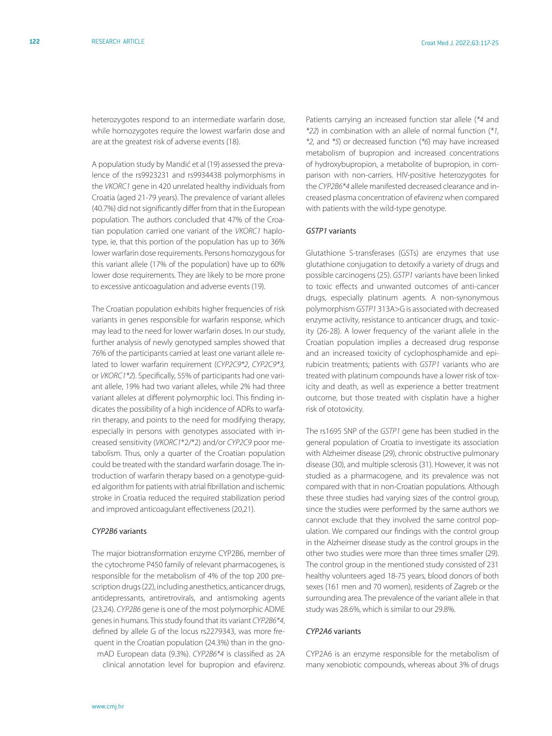heterozygotes respond to an intermediate warfarin dose, while homozygotes require the lowest warfarin dose and are at the greatest risk of adverse events (18).

A population study by Mandić et al (19) assessed the prevalence of the rs9923231 and rs9934438 polymorphisms in the *VKORC1* gene in 420 unrelated healthy individuals from Croatia (aged 21-79 years). The prevalence of variant alleles (40.7%) did not significantly differ from that in the European population. The authors concluded that 47% of the Croatian population carried one variant of the *VKORC1* haplotype, ie, that this portion of the population has up to 36% lower warfarin dose requirements. Persons homozygous for this variant allele (17% of the population) have up to 60% lower dose requirements. They are likely to be more prone to excessive anticoagulation and adverse events (19).

The Croatian population exhibits higher frequencies of risk variants in genes responsible for warfarin response, which may lead to the need for lower warfarin doses. In our study, further analysis of newly genotyped samples showed that 76% of the participants carried at least one variant allele related to lower warfarin requirement (*CYP2C9\*2*, *CYP2C9\*3*, or *VKORC1\*2*). Specifically, 55% of participants had one variant allele, 19% had two variant alleles, while 2% had three variant alleles at different polymorphic loci. This finding indicates the possibility of a high incidence of ADRs to warfarin therapy, and points to the need for modifying therapy, especially in persons with genotypes associated with increased sensitivity (*VKORC1*\*2/\*2) and/or *CYP2C9* poor metabolism. Thus, only a quarter of the Croatian population could be treated with the standard warfarin dosage. The introduction of warfarin therapy based on a genotype-guided algorithm for patients with atrial fibrillation and ischemic stroke in Croatia reduced the required stabilization period and improved anticoagulant effectiveness (20,21).

### *CYP2B6* variants

The major biotransformation enzyme CYP2B6, member of the cytochrome P450 family of relevant pharmacogenes, is responsible for the metabolism of 4% of the top 200 prescription drugs (22), including anesthetics, anticancer drugs, antidepressants, antiretrovirals, and antismoking agents (23,24). *CYP2B6* gene is one of the most polymorphic ADME genes in humans. This study found that its variant *CYP2B6\*4*, defined by allele G of the locus rs2279343, was more frequent in the Croatian population (24.3%) than in the gnomAD European data (9.3%). *CYP2B6\*4* is classified as 2A clinical annotation level for bupropion and efavirenz. Patients carrying an increased function star allele (*\*4* and *\*22*) in combination with an allele of normal function (*\*1*, *\*2*, and *\*5*) or decreased function (*\*6*) may have increased metabolism of bupropion and increased concentrations of hydroxybupropion, a metabolite of bupropion, in comparison with non-carriers. HIV-positive heterozygotes for the *CYP2B6\*4* allele manifested decreased clearance and increased plasma concentration of efavirenz when compared with patients with the wild-type genotype.

### *GSTP1* variants

Glutathione S-transferases (GSTs) are enzymes that use glutathione conjugation to detoxify a variety of drugs and possible carcinogens (25). *GSTP1* variants have been linked to toxic effects and unwanted outcomes of anti-cancer drugs, especially platinum agents. A non-synonymous polymorphism *GSTP1* 313A>G is associated with decreased enzyme activity, resistance to anticancer drugs, and toxicity (26-28). A lower frequency of the variant allele in the Croatian population implies a decreased drug response and an increased toxicity of cyclophosphamide and epirubicin treatments; patients with *GSTP1* variants who are treated with platinum compounds have a lower risk of toxicity and death, as well as experience a better treatment outcome, but those treated with cisplatin have a higher risk of ototoxicity.

The rs1695 SNP of the *GSTP1* gene has been studied in the general population of Croatia to investigate its association with Alzheimer disease (29), chronic obstructive pulmonary disease (30), and multiple sclerosis (31). However, it was not studied as a pharmacogene, and its prevalence was not compared with that in non-Croatian populations. Although these three studies had varying sizes of the control group, since the studies were performed by the same authors we cannot exclude that they involved the same control population. We compared our findings with the control group in the Alzheimer disease study as the control groups in the other two studies were more than three times smaller (29). The control group in the mentioned study consisted of 231 healthy volunteers aged 18-75 years, blood donors of both sexes (161 men and 70 women), residents of Zagreb or the surrounding area. The prevalence of the variant allele in that study was 28.6%, which is similar to our 29.8%.

### *CYP2A6* variants

CYP2A6 is an enzyme responsible for the metabolism of many xenobiotic compounds, whereas about 3% of drugs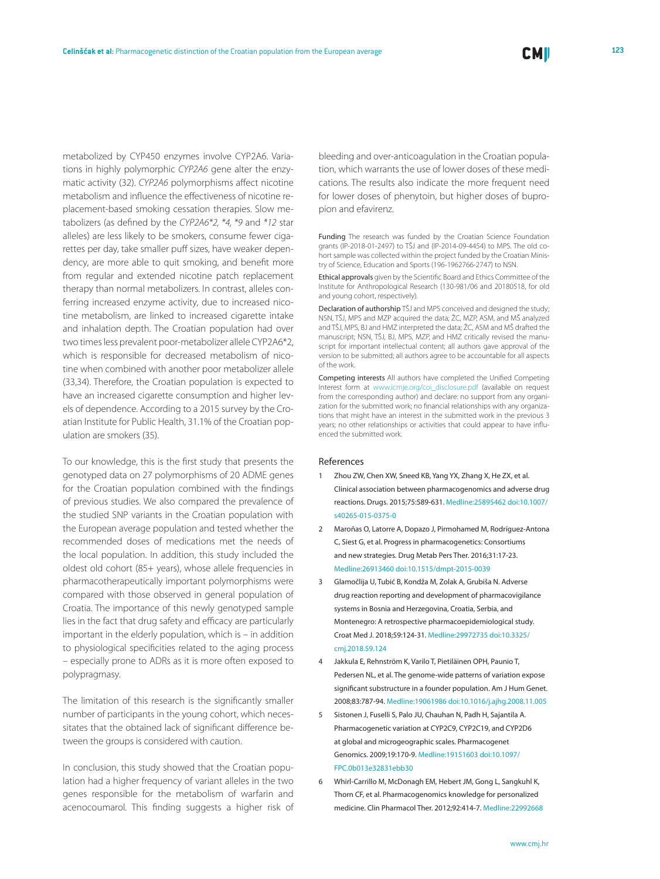metabolized by CYP450 enzymes involve CYP2A6. Variations in highly polymorphic *CYP2A6* gene alter the enzymatic activity (32). *CYP2A6* polymorphisms affect nicotine metabolism and influence the effectiveness of nicotine replacement-based smoking cessation therapies. Slow metabolizers (as defined by the *CYP2A6\*2, \*4, \*9* and *\*12* star alleles) are less likely to be smokers, consume fewer cigarettes per day, take smaller puff sizes, have weaker dependency, are more able to quit smoking, and benefit more from regular and extended nicotine patch replacement therapy than normal metabolizers. In contrast, alleles conferring increased enzyme activity, due to increased nicotine metabolism, are linked to increased cigarette intake and inhalation depth. The Croatian population had over two times less prevalent poor-metabolizer allele CYP2A6\*2, which is responsible for decreased metabolism of nicotine when combined with another poor metabolizer allele (33,34). Therefore, the Croatian population is expected to have an increased cigarette consumption and higher levels of dependence. According to a 2015 survey by the Croatian Institute for Public Health, 31.1% of the Croatian population are smokers (35).

To our knowledge, this is the first study that presents the genotyped data on 27 polymorphisms of 20 ADME genes for the Croatian population combined with the findings of previous studies. We also compared the prevalence of the studied SNP variants in the Croatian population with the European average population and tested whether the recommended doses of medications met the needs of the local population. In addition, this study included the oldest old cohort (85+ years), whose allele frequencies in pharmacotherapeutically important polymorphisms were compared with those observed in general population of Croatia. The importance of this newly genotyped sample lies in the fact that drug safety and efficacy are particularly important in the elderly population, which is – in addition to physiological specificities related to the aging process – especially prone to ADRs as it is more often exposed to polypragmasy.

The limitation of this research is the significantly smaller number of participants in the young cohort, which necessitates that the obtained lack of significant difference between the groups is considered with caution.

In conclusion, this study showed that the Croatian population had a higher frequency of variant alleles in the two genes responsible for the metabolism of warfarin and acenocoumarol. This finding suggests a higher risk of bleeding and over-anticoagulation in the Croatian population, which warrants the use of lower doses of these medications. The results also indicate the more frequent need for lower doses of phenytoin, but higher doses of bupropion and efavirenz.

**Funding** The research was funded by the Croatian Science Foundation grants (IP-2018-01-2497) to TŠJ and (IP-2014-09-4454) to MPS. The old cohort sample was collected within the project funded by the Croatian Ministry of Science, Education and Sports (196-1962766-2747) to NSN.

**Ethical approvals** given by the Scientific Board and Ethics Committee of the Institute for Anthropological Research (130-981/06 and 20180518, for old and young cohort, respectively).

**Declaration of authorship** TŠJ and MPS conceived and designed the study; NSN, TŠJ, MPS and MZP acquired the data; ŽC, MZP, ASM, and MŠ analyzed and TŠJ, MPS, BJ and HMZ interpreted the data; ŽC, ASM and MŠ drafted the manuscript; NSN, TŠJ, BJ, MPS, MZP, and HMZ critically revised the manuscript for important intellectual content; all authors gave approval of the version to be submitted; all authors agree to be accountable for all aspects of the work.

**Competing interests** All authors have completed the Unified Competing Interest form at www.icmje.org/coi_disclosure.pdf (available on request from the corresponding author) and declare: no support from any organization for the submitted work; no financial relationships with any organizations that might have an interest in the submitted work in the previous 3 years; no other relationships or activities that could appear to have influenced the submitted work.

## References

1. Zhou ZW, Chen XW, Sneed KB, Yang YX, Zhang X, He ZX, et al. Clinical association between pharmacogenomics and adverse drug reactions. Drugs. 2015;75:589-631. Medline:25895462 doi:10.1007/s40265-015-0375-0
2. Maroñas O, Latorre A, Dopazo J, Pirmohamed M, Rodríguez-Antona C, Siest G, et al. Progress in pharmacogenetics: Consortiums and new strategies. Drug Metab Pers Ther. 2016;31:17-23. Medline:26913460 doi:10.1515/dmpt-2015-0039
3. Glamočlija U, Tubić B, Kondža M, Zolak A, Grubiša N. Adverse drug reaction reporting and development of pharmacovigilance systems in Bosnia and Herzegovina, Croatia, Serbia, and Montenegro: A retrospective pharmacoepidemiological study. Croat Med J. 2018;59:124-31. Medline:29972735 doi:10.3325/cmj.2018.59.124
4. Jakkula E, Rehnström K, Varilo T, Pietiläinen OPH, Paunio T, Pedersen NL, et al. The genome-wide patterns of variation expose significant substructure in a founder population. Am J Hum Genet. 2008;83:787-94. Medline:19061986 doi:10.1016/j.ajhg.2008.11.005
5. Sistonen J, Fuselli S, Palo JU, Chauhan N, Padh H, Sajantila A. Pharmacogenetic variation at CYP2C9, CYP2C19, and CYP2D6 at global and microgeographic scales. Pharmacogenet Genomics. 2009;19:170-9. Medline:19151603 doi:10.1097/FPC.0b013e32831ebb30
6. Whirl-Carrillo M, McDonagh EM, Hebert JM, Gong L, Sangkuhl K, Thorn CF, et al. Pharmacogenomics knowledge for personalized medicine. Clin Pharmacol Ther. 2012;92:414-7. Medline:22992668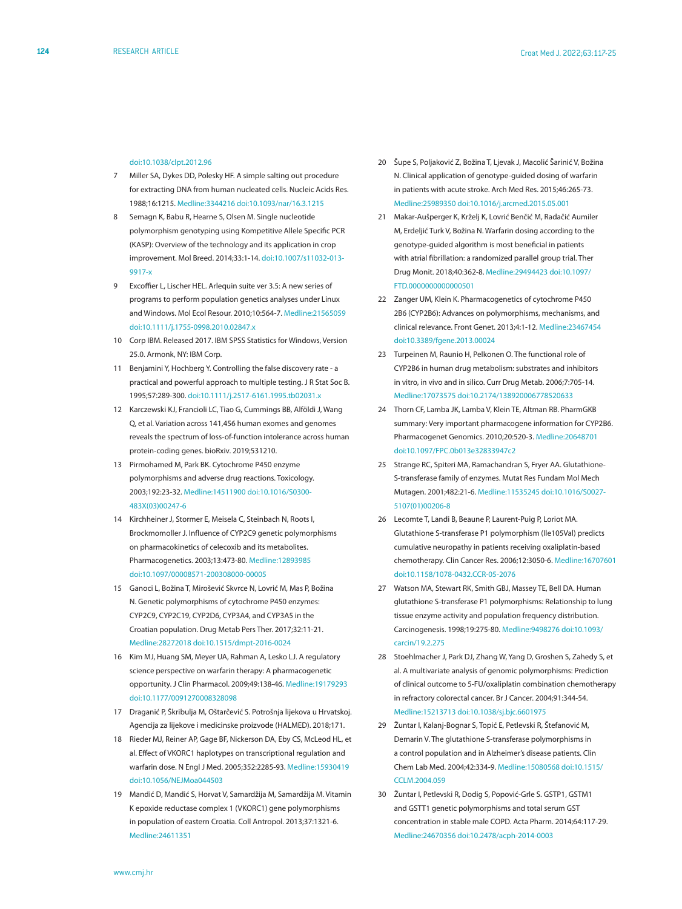doi:10.1038/clpt.2012.96

7. Miller SA, Dykes DD, Polesky HF. A simple salting out procedure for extracting DNA from human nucleated cells. Nucleic Acids Res. 1988;16:1215. Medline:3344216 doi:10.1093/nar/16.3.1215
8. Semagn K, Babu R, Hearne S, Olsen M. Single nucleotide polymorphism genotyping using Kompetitive Allele Specific PCR (KASP): Overview of the technology and its application in crop improvement. Mol Breed. 2014;33:1-14. doi:10.1007/s11032-013-9917-x
9. Excoffier L, Lischer HEL. Arlequin suite ver 3.5: A new series of programs to perform population genetics analyses under Linux and Windows. Mol Ecol Resour. 2010;10:564-7. Medline:21565059 doi:10.1111/j.1755-0998.2010.02847.x
10. Corp IBM. Released 2017. IBM SPSS Statistics for Windows, Version 25.0. Armonk, NY: IBM Corp.
11. Benjamini Y, Hochberg Y. Controlling the false discovery rate - a practical and powerful approach to multiple testing. J R Stat Soc B. 1995;57:289-300. doi:10.1111/j.2517-6161.1995.tb02031.x
12. Karczewski KJ, Francioli LC, Tiao G, Cummings BB, Alföldi J, Wang Q, et al. Variation across 141,456 human exomes and genomes reveals the spectrum of loss-of-function intolerance across human protein-coding genes. bioRxiv. 2019;531210.
13. Pirmohamed M, Park BK. Cytochrome P450 enzyme polymorphisms and adverse drug reactions. Toxicology. 2003;192:23-32. Medline:14511900 doi:10.1016/S0300-483X(03)00247-6
14. Kirchheiner J, Stormer E, Meisela C, Steinbach N, Roots I, Brockmomoller J. Influence of CYP2C9 genetic polymorphisms on pharmacokinetics of celecoxib and its metabolites. Pharmacogenetics. 2003;13:473-80. Medline:12893985 doi:10.1097/00008571-200308000-00005
15. Ganoci L, Božina T, Mirošević Skvrce N, Lovrić M, Mas P, Božina N. Genetic polymorphisms of cytochrome P450 enzymes: CYP2C9, CYP2C19, CYP2D6, CYP3A4, and CYP3A5 in the Croatian population. Drug Metab Pers Ther. 2017;32:11-21. Medline:28272018 doi:10.1515/dmpt-2016-0024
16. Kim MJ, Huang SM, Meyer UA, Rahman A, Lesko LJ. A regulatory science perspective on warfarin therapy: A pharmacogenetic opportunity. J Clin Pharmacol. 2009;49:138-46. Medline:19179293 doi:10.1177/0091270008328098
17. Draganić P, Škribulja M, Oštarčević S. Potrošnja lijekova u Hrvatskoj. Agencija za lijekove i medicinske proizvode (HALMED). 2018;171.
18. Rieder MJ, Reiner AP, Gage BF, Nickerson DA, Eby CS, McLeod HL, et al. Effect of VKORC1 haplotypes on transcriptional regulation and warfarin dose. N Engl J Med. 2005;352:2285-93. Medline:15930419 doi:10.1056/NEJMoa044503
19. Mandić D, Mandić S, Horvat V, Samardžija M, Samardžija M. Vitamin K epoxide reductase complex 1 (VKORC1) gene polymorphisms in population of eastern Croatia. Coll Antropol. 2013;37:1321-6. Medline:24611351
20. Šupe S, Poljaković Z, Božina T, Ljevak J, Macolić Šarinić V, Božina N. Clinical application of genotype-guided dosing of warfarin in patients with acute stroke. Arch Med Res. 2015;46:265-73. Medline:25989350 doi:10.1016/j.arcmed.2015.05.001
21. Makar-Aušperger K, Krželj K, Lovrić Benčić M, Radačić Aumiler M, Erdeljić Turk V, Božina N. Warfarin dosing according to the genotype-guided algorithm is most beneficial in patients with atrial fibrillation: a randomized parallel group trial. Ther Drug Monit. 2018;40:362-8. Medline:29494423 doi:10.1097/FTD.0000000000000501
22. Zanger UM, Klein K. Pharmacogenetics of cytochrome P450 2B6 (CYP2B6): Advances on polymorphisms, mechanisms, and clinical relevance. Front Genet. 2013;4:1-12. Medline:23467454 doi:10.3389/fgene.2013.00024
23. Turpeinen M, Raunio H, Pelkonen O. The functional role of CYP2B6 in human drug metabolism: substrates and inhibitors in vitro, in vivo and in silico. Curr Drug Metab. 2006;7:705-14. Medline:17073575 doi:10.2174/138920006778520633
24. Thorn CF, Lamba JK, Lamba V, Klein TE, Altman RB. PharmGKB summary: Very important pharmacogene information for CYP2B6. Pharmacogenet Genomics. 2010;20:520-3. Medline:20648701 doi:10.1097/FPC.0b013e32833947c2
25. Strange RC, Spiteri MA, Ramachandran S, Fryer AA. Glutathione-S-transferase family of enzymes. Mutat Res Fundam Mol Mech Mutagen. 2001;482:21-6. Medline:11535245 doi:10.1016/S0027-5107(01)00206-8
26. Lecomte T, Landi B, Beaune P, Laurent-Puig P, Loriot MA. Glutathione S-transferase P1 polymorphism (Ile105Val) predicts cumulative neuropathy in patients receiving oxaliplatin-based chemotherapy. Clin Cancer Res. 2006;12:3050-6. Medline:16707601 doi:10.1158/1078-0432.CCR-05-2076
27. Watson MA, Stewart RK, Smith GBJ, Massey TE, Bell DA. Human glutathione S-transferase P1 polymorphisms: Relationship to lung tissue enzyme activity and population frequency distribution. Carcinogenesis. 1998;19:275-80. Medline:9498276 doi:10.1093/carcin/19.2.275
28. Stoehlmacher J, Park DJ, Zhang W, Yang D, Groshen S, Zahedy S, et al. A multivariate analysis of genomic polymorphisms: Prediction of clinical outcome to 5-FU/oxaliplatin combination chemotherapy in refractory colorectal cancer. Br J Cancer. 2004;91:344-54. Medline:15213713 doi:10.1038/sj.bjc.6601975
29. Žuntar I, Kalanj-Bognar S, Topić E, Petlevski R, Štefanović M, Demarin V. The glutathione S-transferase polymorphisms in a control population and in Alzheimer's disease patients. Clin Chem Lab Med. 2004;42:334-9. Medline:15080568 doi:10.1515/CCLM.2004.059
30. Žuntar I, Petlevski R, Dodig S, Popović-Grle S. GSTP1, GSTM1 and GSTT1 genetic polymorphisms and total serum GST concentration in stable male COPD. Acta Pharm. 2014;64:117-29. Medline:24670356 doi:10.2478/acph-2014-0003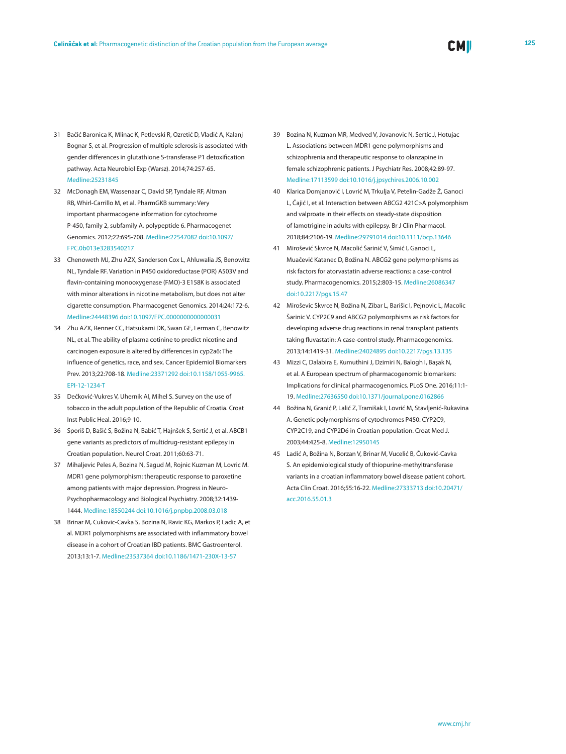31 Bačić Baronica K, Mlinac K, Petlevski R, Ozretić D, Vladić A, Kalanj Bognar S, et al. Progression of multiple sclerosis is associated with gender differences in glutathione S-transferase P1 detoxification pathway. Acta Neurobiol Exp (Warsz). 2014;74:257-65. Medline:25231845

32 McDonagh EM, Wassenaar C, David SP, Tyndale RF, Altman RB, Whirl-Carrillo M, et al. PharmGKB summary: Very important pharmacogene information for cytochrome P-450, family 2, subfamily A, polypeptide 6. Pharmacogenet Genomics. 2012;22:695-708. Medline:22547082 doi:10.1097/FPC.0b013e3283540217

33 Chenoweth MJ, Zhu AZX, Sanderson Cox L, Ahluwalia JS, Benowitz NL, Tyndale RF. Variation in P450 oxidoreductase (POR) A503V and flavin-containing monooxygenase (FMO)-3 E158K is associated with minor alterations in nicotine metabolism, but does not alter cigarette consumption. Pharmacogenet Genomics. 2014;24:172-6. Medline:24448396 doi:10.1097/FPC.0000000000000031

34 Zhu AZX, Renner CC, Hatsukami DK, Swan GE, Lerman C, Benowitz NL, et al. The ability of plasma cotinine to predict nicotine and carcinogen exposure is altered by differences in cyp2a6: The influence of genetics, race, and sex. Cancer Epidemiol Biomarkers Prev. 2013;22:708-18. Medline:23371292 doi:10.1158/1055-9965.EPI-12-1234-T

35 Dečković-Vukres V, Uhernik AI, Mihel S. Survey on the use of tobacco in the adult population of the Republic of Croatia. Croat Inst Public Heal. 2016;9-10.

36 Sporiš D, Bašić S, Božina N, Babić T, Hajnšek S, Sertić J, et al. ABCB1 gene variants as predictors of multidrug-resistant epilepsy in Croatian population. Neurol Croat. 2011;60:63-71.

37 Mihaljevic Peles A, Bozina N, Sagud M, Rojnic Kuzman M, Lovric M. MDR1 gene polymorphism: therapeutic response to paroxetine among patients with major depression. Progress in Neuro-Psychopharmacology and Biological Psychiatry. 2008;32:1439-1444. Medline:18550244 doi:10.1016/j.pnpbp.2008.03.018

38 Brinar M, Cukovic-Cavka S, Bozina N, Ravic KG, Markos P, Ladic A, et al. MDR1 polymorphisms are associated with inflammatory bowel disease in a cohort of Croatian IBD patients. BMC Gastroenterol. 2013;13:1-7. Medline:23537364 doi:10.1186/1471-230X-13-57

39 Bozina N, Kuzman MR, Medved V, Jovanovic N, Sertic J, Hotujac L. Associations between MDR1 gene polymorphisms and schizophrenia and therapeutic response to olanzapine in female schizophrenic patients. J Psychiatr Res. 2008;42:89-97. Medline:17113599 doi:10.1016/j.jpsychires.2006.10.002

40 Klarica Domjanović I, Lovrić M, Trkulja V, Petelin-Gadže Ž, Ganoci L, Čajić I, et al. Interaction between ABCG2 421C>A polymorphism and valproate in their effects on steady-state disposition of lamotrigine in adults with epilepsy. Br J Clin Pharmacol. 2018;84:2106-19. Medline:29791014 doi:10.1111/bcp.13646

41 Mirošević Skvrce N, Macolić Šarinić V, Šimić I, Ganoci L, Muačević Katanec D, Božina N. ABCG2 gene polymorphisms as risk factors for atorvastatin adverse reactions: a case-control study. Pharmacogenomics. 2015;2:803-15. Medline:26086347 doi:10.2217/pgs.15.47

42 Miroševic Skvrce N, Božina N, Zibar L, Barišic I, Pejnovic L, Macolic Šarinic V. CYP2C9 and ABCG2 polymorphisms as risk factors for developing adverse drug reactions in renal transplant patients taking fluvastatin: A case-control study. Pharmacogenomics. 2013;14:1419-31. Medline:24024895 doi:10.2217/pgs.13.135

43 Mizzi C, Dalabira E, Kumuthini J, Dzimiri N, Balogh I, Başak N, et al. A European spectrum of pharmacogenomic biomarkers: Implications for clinical pharmacogenomics. PLoS One. 2016;11:1-19. Medline:27636550 doi:10.1371/journal.pone.0162866

44 Božina N, Granić P, Lalić Z, Tramišak I, Lovrić M, Stavljenić-Rukavina A. Genetic polymorphisms of cytochromes P450: CYP2C9, CYP2C19, and CYP2D6 in Croatian population. Croat Med J. 2003;44:425-8. Medline:12950145

45 Ladić A, Božina N, Borzan V, Brinar M, Vucelić B, Čuković-Cavka S. An epidemiological study of thiopurine-methyltransferase variants in a croatian inflammatory bowel disease patient cohort. Acta Clin Croat. 2016;55:16-22. Medline:27333713 doi:10.20471/acc.2016.55.01.3